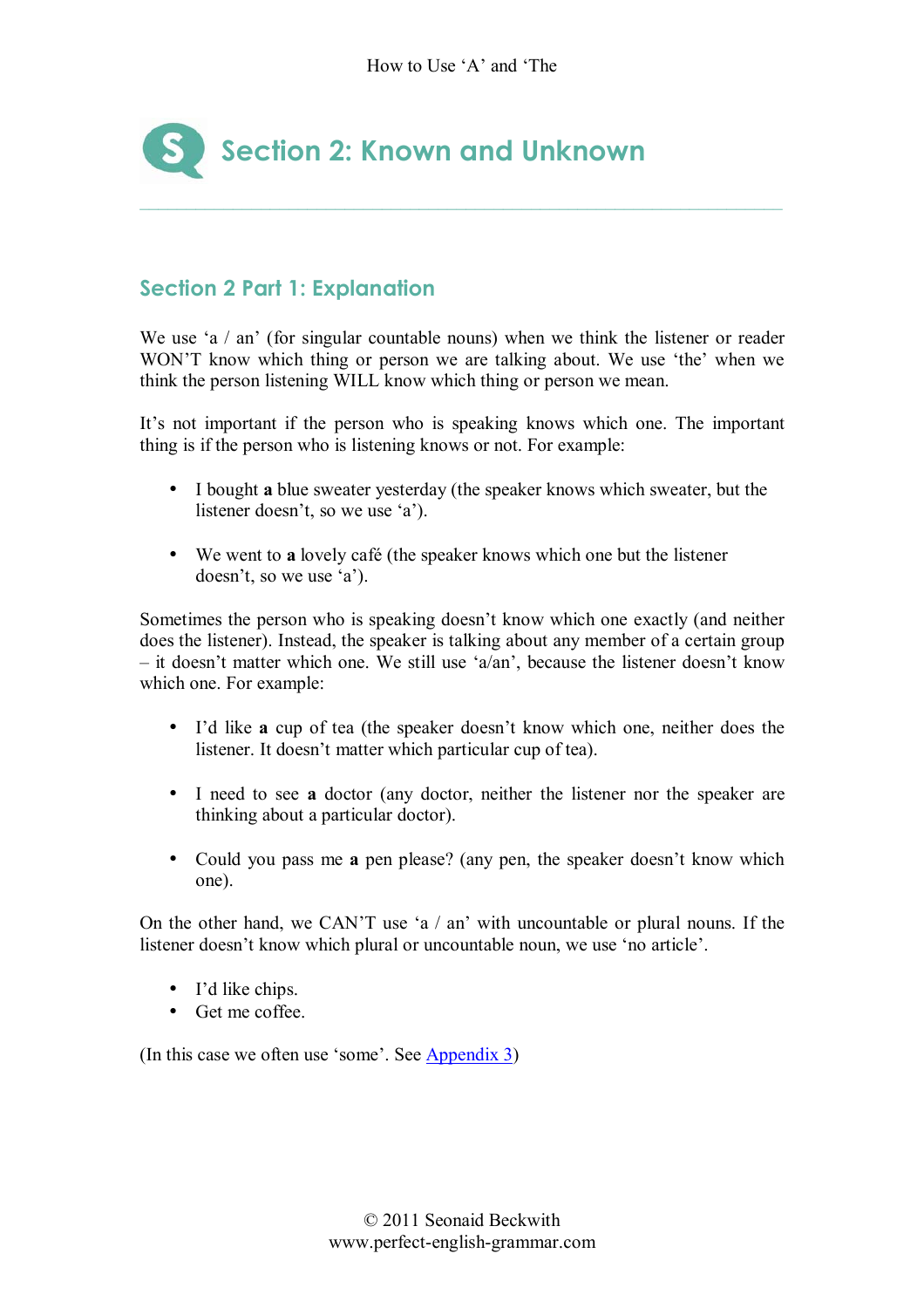# Section 2: Known and Unknown

## Section 2 Part 1: Explanation

We use 'a / an' (for singular countable nouns) when we think the listener or reader WON'T know which thing or person we are talking about. We use 'the' when we think the person listening WILL know which thing or person we mean.

It's not important if the person who is speaking knows which one. The important thing is if the person who is listening knows or not. For example:

- I bought **a** blue sweater yesterday (the speaker knows which sweater, but the listener doesn't, so we use 'a').

- We went to **a** lovely café (the speaker knows which one but the listener doesn't, so we use 'a').

Sometimes the person who is speaking doesn't know which one exactly (and neither does the listener). Instead, the speaker is talking about any member of a certain group – it doesn't matter which one. We still use 'a/an', because the listener doesn't know which one. For example:

- I'd like **a** cup of tea (the speaker doesn't know which one, neither does the listener. It doesn't matter which particular cup of tea).

- I need to see **a** doctor (any doctor, neither the listener nor the speaker are thinking about a particular doctor).

- Could you pass me **a** pen please? (any pen, the speaker doesn't know which one).

On the other hand, we CAN'T use 'a / an' with uncountable or plural nouns. If the listener doesn't know which plural or uncountable noun, we use 'no article'.

- I'd like chips.
- Get me coffee.

(In this case we often use 'some'. See Appendix 3)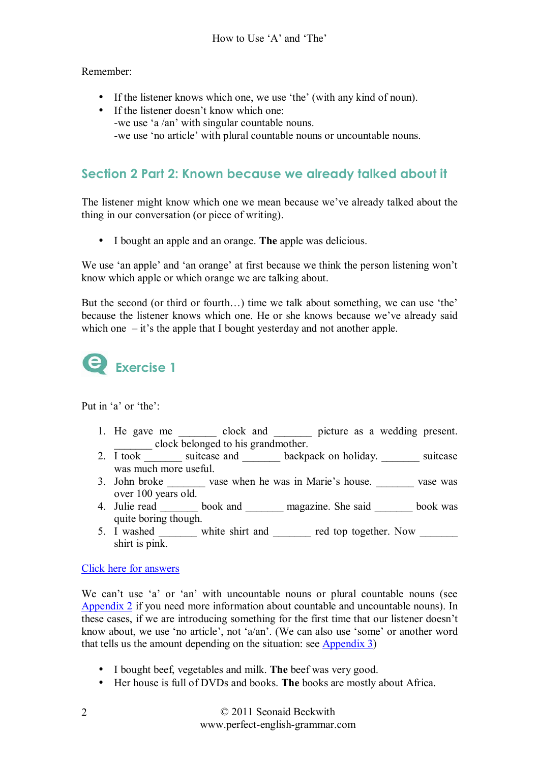Remember:

- If the listener knows which one, we use 'the' (with any kind of noun).
- If the listener doesn't know which one:
  -we use 'a /an' with singular countable nouns.
  -we use 'no article' with plural countable nouns or uncountable nouns.

## Section 2 Part 2: Known because we already talked about it

The listener might know which one we mean because we've already talked about the thing in our conversation (or piece of writing).

- I bought an apple and an orange. **The** apple was delicious.

We use 'an apple' and 'an orange' at first because we think the person listening won't know which apple or which orange we are talking about.

But the second (or third or fourth…) time we talk about something, we can use 'the' because the listener knows which one. He or she knows because we've already said which one – it's the apple that I bought yesterday and not another apple.

## Exercise 1

Put in 'a' or 'the':

1. He gave me _______ clock and _______ picture as a wedding present. _______ clock belonged to his grandmother.
2. I took _______ suitcase and _______ backpack on holiday. _______ suitcase was much more useful.
3. John broke _______ vase when he was in Marie's house. _______ vase was over 100 years old.
4. Julie read _______ book and _______ magazine. She said _______ book was quite boring though.
5. I washed _______ white shirt and _______ red top together. Now _______ shirt is pink.

Click here for answers

We can't use 'a' or 'an' with uncountable nouns or plural countable nouns (see Appendix 2 if you need more information about countable and uncountable nouns). In these cases, if we are introducing something for the first time that our listener doesn't know about, we use 'no article', not 'a/an'. (We can also use 'some' or another word that tells us the amount depending on the situation: see Appendix 3)

- I bought beef, vegetables and milk. **The** beef was very good.
- Her house is full of DVDs and books. **The** books are mostly about Africa.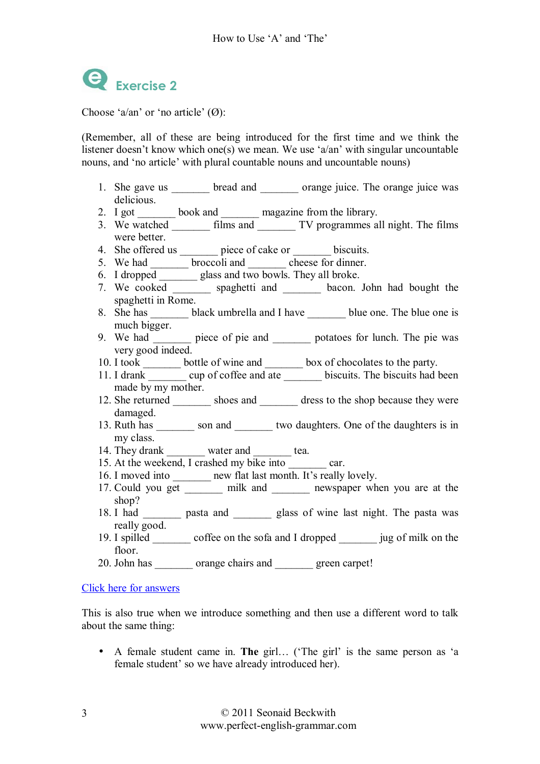## Exercise 2

Choose 'a/an' or 'no article' (Ø):

(Remember, all of these are being introduced for the first time and we think the listener doesn't know which one(s) we mean. We use 'a/an' with singular uncountable nouns, and 'no article' with plural countable nouns and uncountable nouns)

1. She gave us _______ bread and _______ orange juice. The orange juice was delicious.
2. I got _______ book and _______ magazine from the library.
3. We watched _______ films and _______ TV programmes all night. The films were better.
4. She offered us _______ piece of cake or _______ biscuits.
5. We had _______ broccoli and _______ cheese for dinner.
6. I dropped _______ glass and two bowls. They all broke.
7. We cooked _______ spaghetti and _______ bacon. John had bought the spaghetti in Rome.
8. She has _______ black umbrella and I have _______ blue one. The blue one is much bigger.
9. We had _______ piece of pie and _______ potatoes for lunch. The pie was very good indeed.
10. I took _______ bottle of wine and _______ box of chocolates to the party.
11. I drank _______ cup of coffee and ate _______ biscuits. The biscuits had been made by my mother.
12. She returned _______ shoes and _______ dress to the shop because they were damaged.
13. Ruth has _______ son and _______ two daughters. One of the daughters is in my class.
14. They drank _______ water and _______ tea.
15. At the weekend, I crashed my bike into _______ car.
16. I moved into _______ new flat last month. It's really lovely.
17. Could you get _______ milk and _______ newspaper when you are at the shop?
18. I had _______ pasta and _______ glass of wine last night. The pasta was really good.
19. I spilled _______ coffee on the sofa and I dropped _______ jug of milk on the floor.
20. John has _______ orange chairs and _______ green carpet!

Click here for answers

This is also true when we introduce something and then use a different word to talk about the same thing:

- A female student came in. **The** girl… ('The girl' is the same person as 'a female student' so we have already introduced her).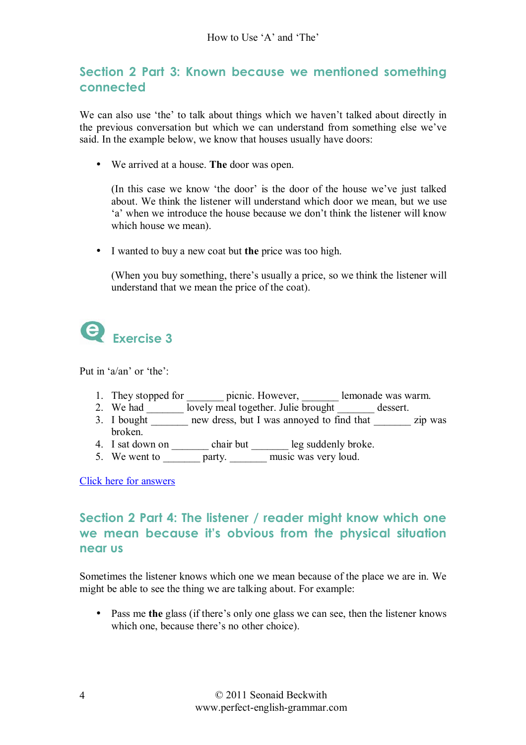## Section 2 Part 3: Known because we mentioned something connected

We can also use ‘the’ to talk about things which we haven’t talked about directly in the previous conversation but which we can understand from something else we’ve said. In the example below, we know that houses usually have doors:

- We arrived at a house. **The** door was open.

  (In this case we know ‘the door’ is the door of the house we’ve just talked about. We think the listener will understand which door we mean, but we use ‘a’ when we introduce the house because we don’t think the listener will know which house we mean).

- I wanted to buy a new coat but **the** price was too high.

  (When you buy something, there’s usually a price, so we think the listener will understand that we mean the price of the coat).

## Exercise 3

Put in ‘a/an’ or ‘the’:

1. They stopped for _______ picnic. However, _______ lemonade was warm.
2. We had _______ lovely meal together. Julie brought _______ dessert.
3. I bought _______ new dress, but I was annoyed to find that _______ zip was broken.
4. I sat down on _______ chair but _______ leg suddenly broke.
5. We went to _______ party. _______ music was very loud.

Click here for answers

## Section 2 Part 4: The listener / reader might know which one we mean because it's obvious from the physical situation near us

Sometimes the listener knows which one we mean because of the place we are in. We might be able to see the thing we are talking about. For example:

- Pass me **the** glass (if there’s only one glass we can see, then the listener knows which one, because there’s no other choice).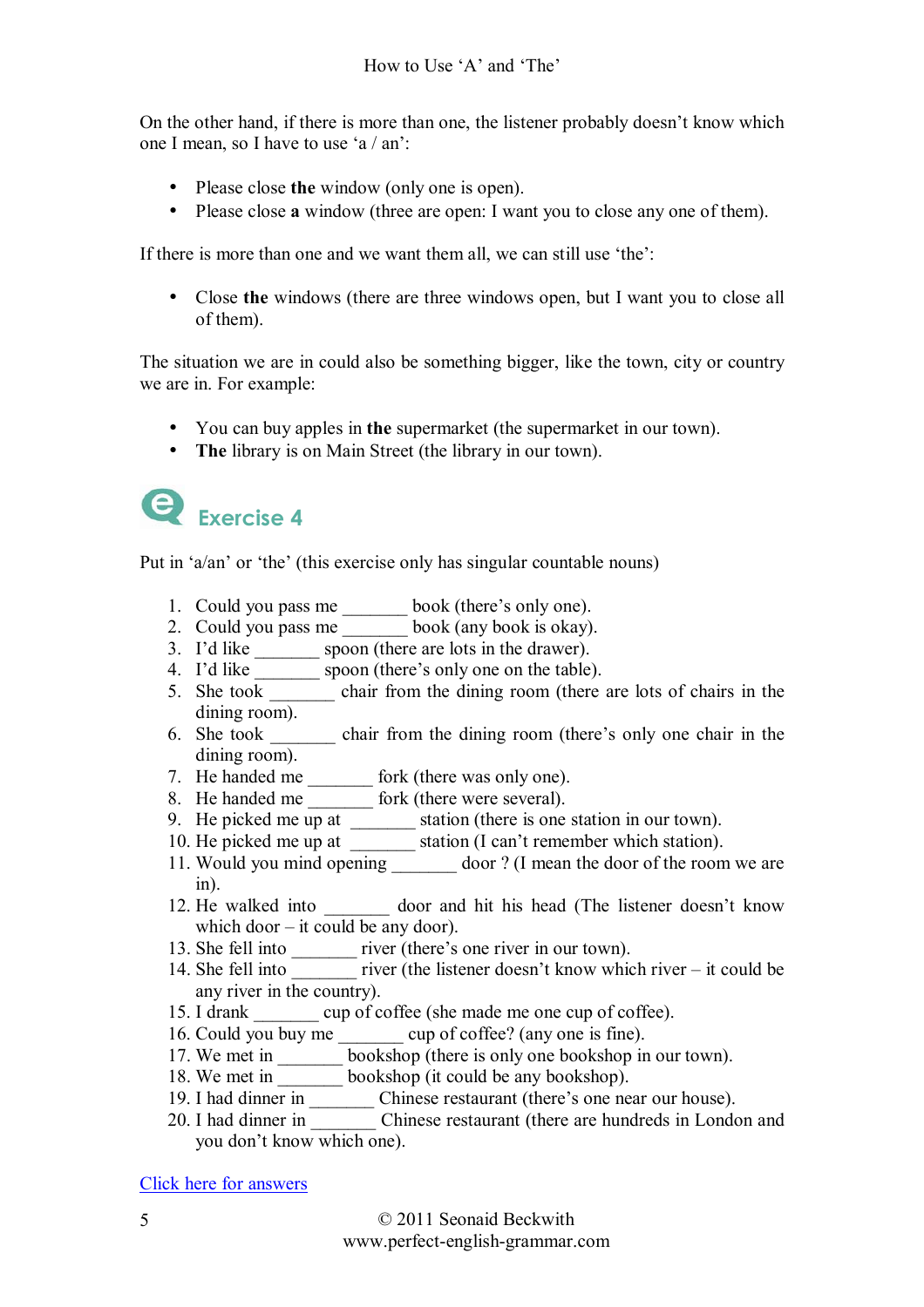On the other hand, if there is more than one, the listener probably doesn't know which one I mean, so I have to use 'a / an':

- Please close **the** window (only one is open).
- Please close **a** window (three are open: I want you to close any one of them).

If there is more than one and we want them all, we can still use 'the':

- Close **the** windows (there are three windows open, but I want you to close all of them).

The situation we are in could also be something bigger, like the town, city or country we are in. For example:

- You can buy apples in **the** supermarket (the supermarket in our town).
- **The** library is on Main Street (the library in our town).

## Exercise 4

Put in 'a/an' or 'the' (this exercise only has singular countable nouns)

1. Could you pass me _______ book (there's only one).
2. Could you pass me _______ book (any book is okay).
3. I'd like _______ spoon (there are lots in the drawer).
4. I'd like _______ spoon (there's only one on the table).
5. She took _______ chair from the dining room (there are lots of chairs in the dining room).
6. She took _______ chair from the dining room (there's only one chair in the dining room).
7. He handed me _______ fork (there was only one).
8. He handed me _______ fork (there were several).
9. He picked me up at _______ station (there is one station in our town).
10. He picked me up at _______ station (I can't remember which station).
11. Would you mind opening _______ door ? (I mean the door of the room we are in).
12. He walked into _______ door and hit his head (The listener doesn't know which door – it could be any door).
13. She fell into _______ river (there's one river in our town).
14. She fell into _______ river (the listener doesn't know which river – it could be any river in the country).
15. I drank _______ cup of coffee (she made me one cup of coffee).
16. Could you buy me _______ cup of coffee? (any one is fine).
17. We met in _______ bookshop (there is only one bookshop in our town).
18. We met in _______ bookshop (it could be any bookshop).
19. I had dinner in _______ Chinese restaurant (there's one near our house).
20. I had dinner in _______ Chinese restaurant (there are hundreds in London and you don't know which one).

Click here for answers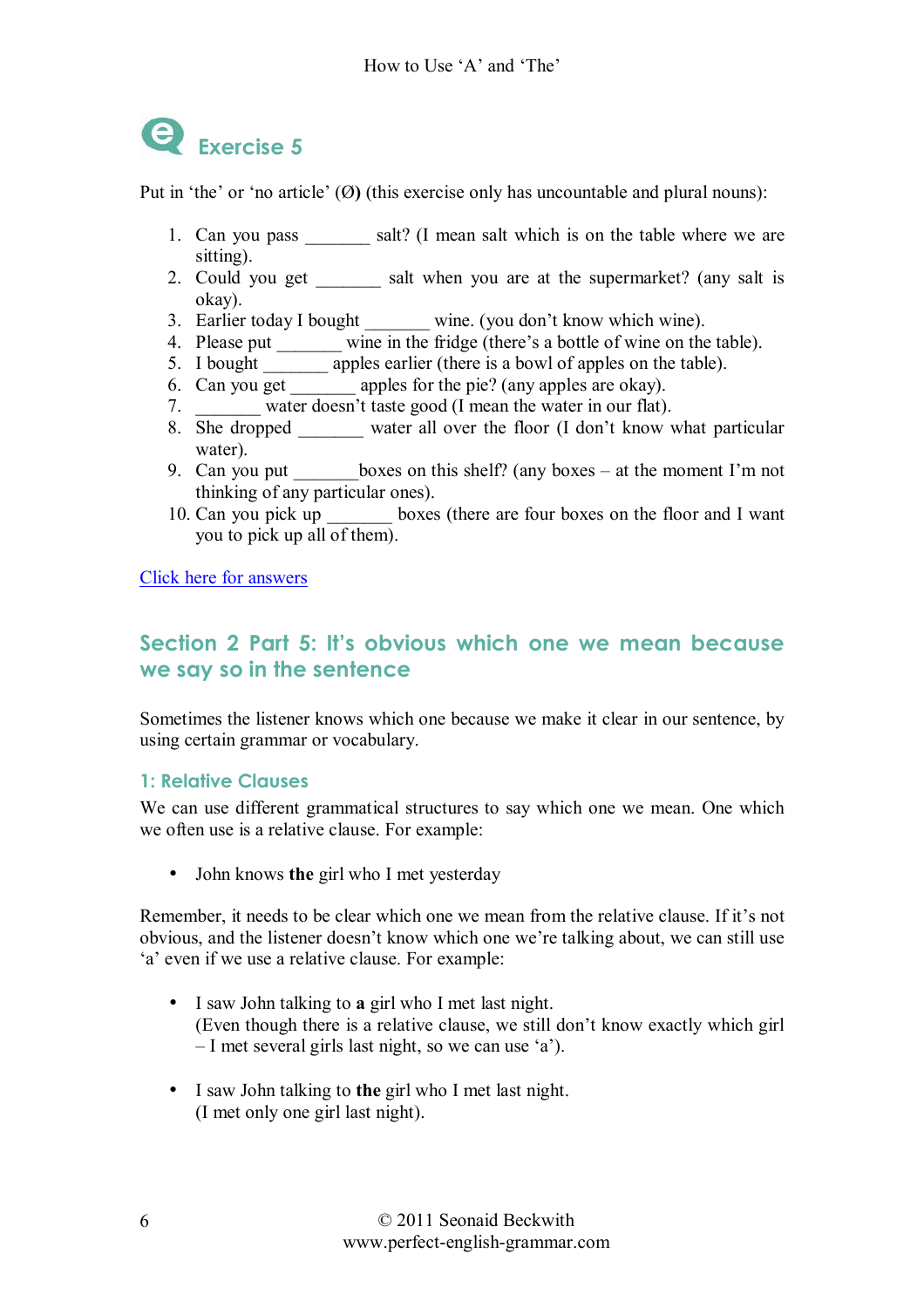## Exercise 5

Put in 'the' or 'no article' (Ø**)** (this exercise only has uncountable and plural nouns):

1. Can you pass _______ salt? (I mean salt which is on the table where we are sitting).
2. Could you get _______ salt when you are at the supermarket? (any salt is okay).
3. Earlier today I bought _______ wine. (you don't know which wine).
4. Please put _______ wine in the fridge (there's a bottle of wine on the table).
5. I bought _______ apples earlier (there is a bowl of apples on the table).
6. Can you get _______ apples for the pie? (any apples are okay).
7. _______ water doesn't taste good (I mean the water in our flat).
8. She dropped _______ water all over the floor (I don't know what particular water).
9. Can you put _______ boxes on this shelf? (any boxes – at the moment I'm not thinking of any particular ones).
10. Can you pick up _______ boxes (there are four boxes on the floor and I want you to pick up all of them).

Click here for answers

## Section 2 Part 5: It's obvious which one we mean because we say so in the sentence

Sometimes the listener knows which one because we make it clear in our sentence, by using certain grammar or vocabulary.

### 1: Relative Clauses

We can use different grammatical structures to say which one we mean. One which we often use is a relative clause. For example:

- John knows **the** girl who I met yesterday

Remember, it needs to be clear which one we mean from the relative clause. If it's not obvious, and the listener doesn't know which one we're talking about, we can still use 'a' even if we use a relative clause. For example:

- I saw John talking to **a** girl who I met last night.  
  (Even though there is a relative clause, we still don't know exactly which girl – I met several girls last night, so we can use 'a').

- I saw John talking to **the** girl who I met last night.  
  (I met only one girl last night).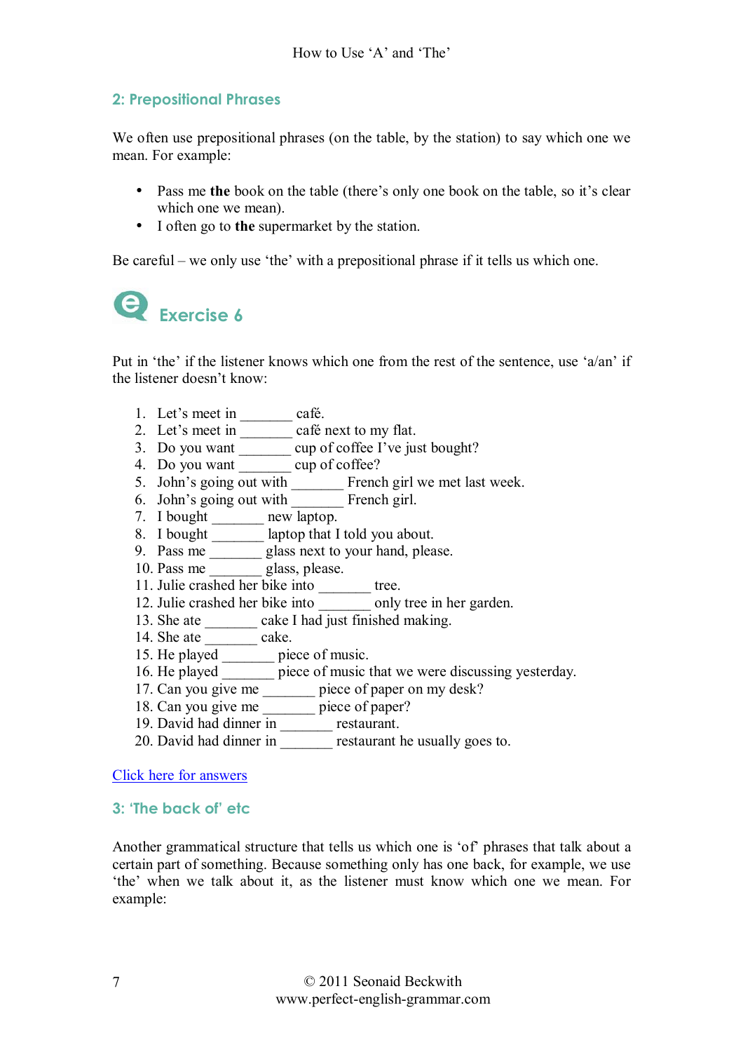## 2: Prepositional Phrases

We often use prepositional phrases (on the table, by the station) to say which one we mean. For example:

- Pass me **the** book on the table (there's only one book on the table, so it's clear which one we mean).
- I often go to **the** supermarket by the station.

Be careful – we only use 'the' with a prepositional phrase if it tells us which one.

## Exercise 6

Put in 'the' if the listener knows which one from the rest of the sentence, use 'a/an' if the listener doesn't know:

1. Let's meet in _______ café.
2. Let's meet in _______ café next to my flat.
3. Do you want _______ cup of coffee I've just bought?
4. Do you want _______ cup of coffee?
5. John's going out with _______ French girl we met last week.
6. John's going out with _______ French girl.
7. I bought _______ new laptop.
8. I bought _______ laptop that I told you about.
9. Pass me _______ glass next to your hand, please.
10. Pass me _______ glass, please.
11. Julie crashed her bike into _______ tree.
12. Julie crashed her bike into _______ only tree in her garden.
13. She ate _______ cake I had just finished making.
14. She ate _______ cake.
15. He played _______ piece of music.
16. He played _______ piece of music that we were discussing yesterday.
17. Can you give me _______ piece of paper on my desk?
18. Can you give me _______ piece of paper?
19. David had dinner in _______ restaurant.
20. David had dinner in _______ restaurant he usually goes to.

Click here for answers

## 3: 'The back of' etc

Another grammatical structure that tells us which one is 'of' phrases that talk about a certain part of something. Because something only has one back, for example, we use 'the' when we talk about it, as the listener must know which one we mean. For example: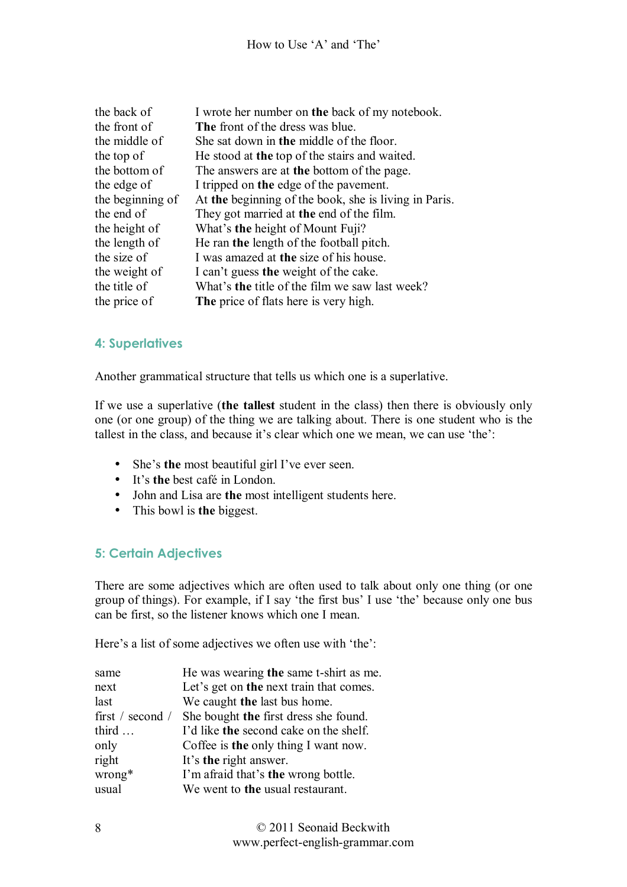| | |
|---|---|
| the back of | I wrote her number on **the** back of my notebook. |
| the front of | **The** front of the dress was blue. |
| the middle of | She sat down in **the** middle of the floor. |
| the top of | He stood at **the** top of the stairs and waited. |
| the bottom of | The answers are at **the** bottom of the page. |
| the edge of | I tripped on **the** edge of the pavement. |
| the beginning of | At **the** beginning of the book, she is living in Paris. |
| the end of | They got married at **the** end of the film. |
| the height of | What's **the** height of Mount Fuji? |
| the length of | He ran **the** length of the football pitch. |
| the size of | I was amazed at **the** size of his house. |
| the weight of | I can't guess **the** weight of the cake. |
| the title of | What's **the** title of the film we saw last week? |
| the price of | **The** price of flats here is very high. |

## 4: Superlatives

Another grammatical structure that tells us which one is a superlative.

If we use a superlative (**the tallest** student in the class) then there is obviously only one (or one group) of the thing we are talking about. There is one student who is the tallest in the class, and because it's clear which one we mean, we can use 'the':

- She's **the** most beautiful girl I've ever seen.
- It's **the** best café in London.
- John and Lisa are **the** most intelligent students here.
- This bowl is **the** biggest.

## 5: Certain Adjectives

There are some adjectives which are often used to talk about only one thing (or one group of things). For example, if I say 'the first bus' I use 'the' because only one bus can be first, so the listener knows which one I mean.

Here's a list of some adjectives we often use with 'the':

| | |
|---|---|
| same | He was wearing **the** same t-shirt as me. |
| next | Let's get on **the** next train that comes. |
| last | We caught **the** last bus home. |
| first / second / third … | She bought **the** first dress she found. I'd like **the** second cake on the shelf. |
| only | Coffee is **the** only thing I want now. |
| right | It's **the** right answer. |
| wrong* | I'm afraid that's **the** wrong bottle. |
| usual | We went to **the** usual restaurant. |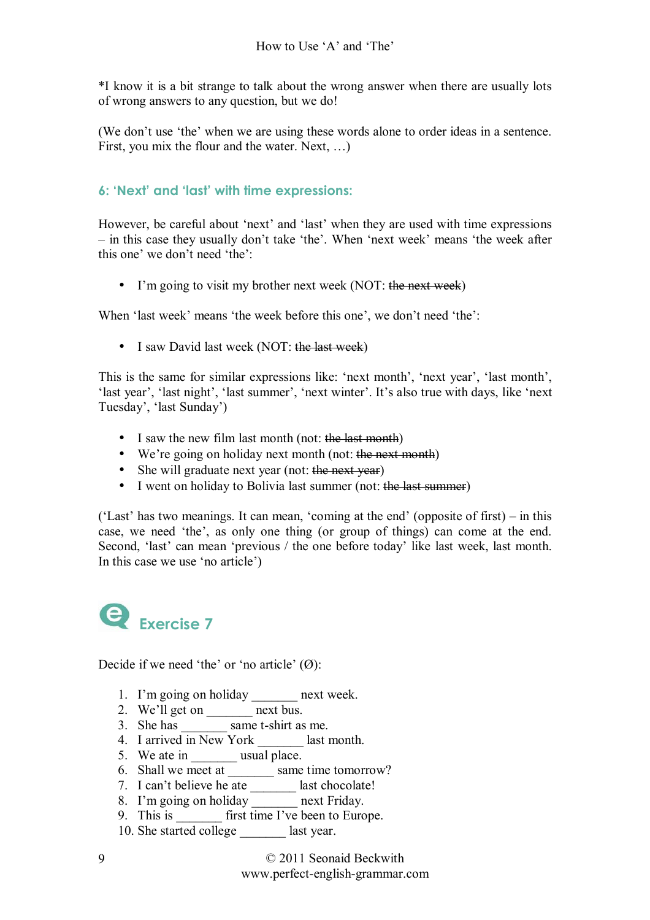*I know it is a bit strange to talk about the wrong answer when there are usually lots of wrong answers to any question, but we do!

(We don't use 'the' when we are using these words alone to order ideas in a sentence. First, you mix the flour and the water. Next, …)

### 6: 'Next' and 'last' with time expressions:

However, be careful about 'next' and 'last' when they are used with time expressions – in this case they usually don't take 'the'. When 'next week' means 'the week after this one' we don't need 'the':

- I'm going to visit my brother next week (NOT: ~~the next week~~)

When 'last week' means 'the week before this one', we don't need 'the':

- I saw David last week (NOT: ~~the last week~~)

This is the same for similar expressions like: 'next month', 'next year', 'last month', 'last year', 'last night', 'last summer', 'next winter'. It's also true with days, like 'next Tuesday', 'last Sunday')

- I saw the new film last month (not: ~~the last month~~)
- We're going on holiday next month (not: ~~the next month~~)
- She will graduate next year (not: ~~the next year~~)
- I went on holiday to Bolivia last summer (not: ~~the last summer~~)

('Last' has two meanings. It can mean, 'coming at the end' (opposite of first) – in this case, we need 'the', as only one thing (or group of things) can come at the end. Second, 'last' can mean 'previous / the one before today' like last week, last month. In this case we use 'no article')

## Exercise 7

Decide if we need 'the' or 'no article' (Ø):

1. I'm going on holiday _______ next week.
2. We'll get on _______ next bus.
3. She has _______ same t-shirt as me.
4. I arrived in New York _______ last month.
5. We ate in _______ usual place.
6. Shall we meet at _______ same time tomorrow?
7. I can't believe he ate _______ last chocolate!
8. I'm going on holiday _______ next Friday.
9. This is _______ first time I've been to Europe.
10. She started college _______ last year.

© 2011 Seonaid Beckwith
www.perfect-english-grammar.com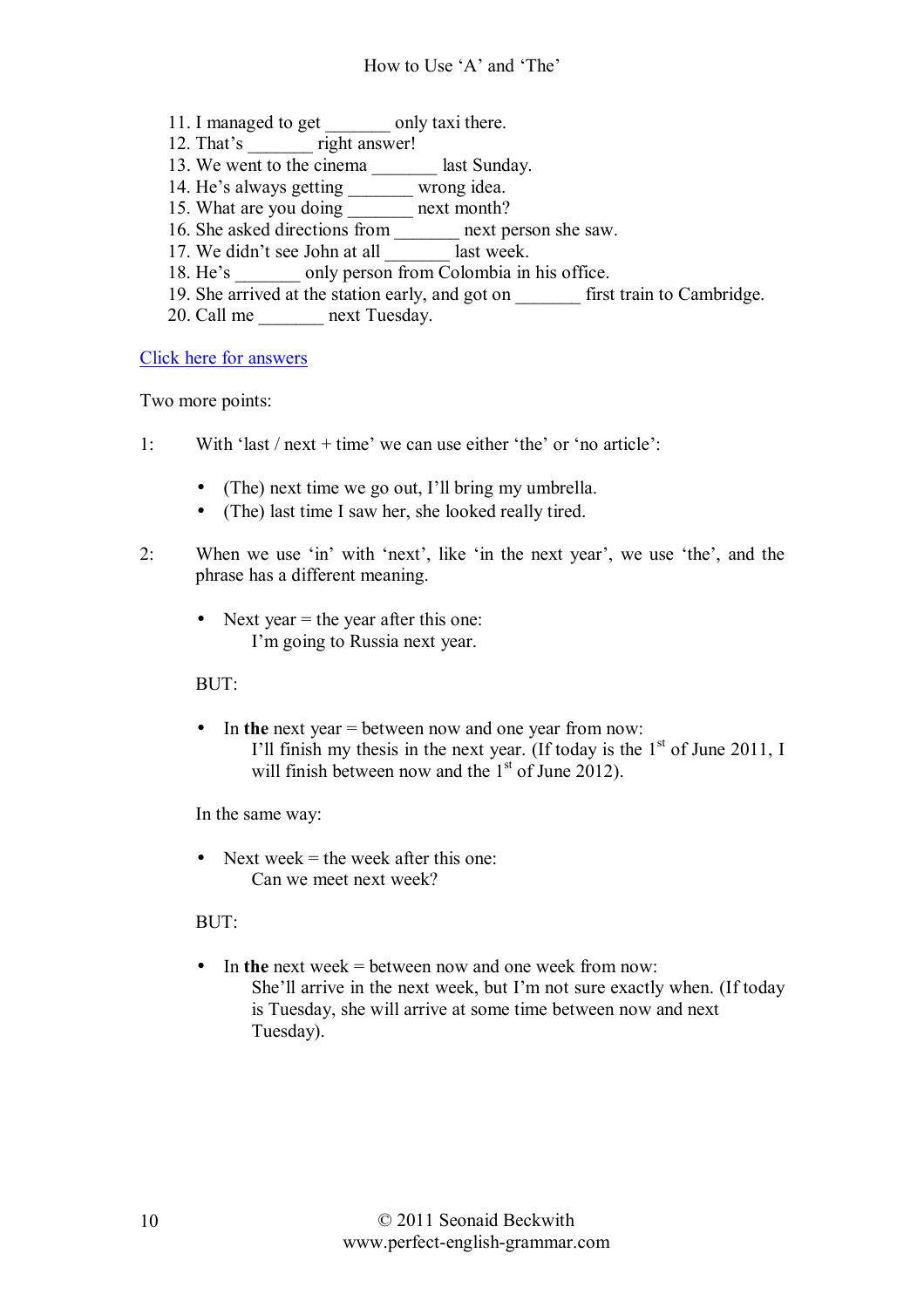11. I managed to get _______ only taxi there.
12. That's _______ right answer!
13. We went to the cinema _______ last Sunday.
14. He's always getting _______ wrong idea.
15. What are you doing _______ next month?
16. She asked directions from _______ next person she saw.
17. We didn't see John at all _______ last week.
18. He's _______ only person from Colombia in his office.
19. She arrived at the station early, and got on _______ first train to Cambridge.
20. Call me _______ next Tuesday.

Click here for answers

Two more points:

1: With 'last / next + time' we can use either 'the' or 'no article':

- (The) next time we go out, I'll bring my umbrella.
- (The) last time I saw her, she looked really tired.

2: When we use 'in' with 'next', like 'in the next year', we use 'the', and the phrase has a different meaning.

- Next year = the year after this one:
  I'm going to Russia next year.

BUT:

- In **the** next year = between now and one year from now:
  I'll finish my thesis in the next year. (If today is the 1st of June 2011, I will finish between now and the 1st of June 2012).

In the same way:

- Next week = the week after this one:
  Can we meet next week?

BUT:

- In **the** next week = between now and one week from now:
  She'll arrive in the next week, but I'm not sure exactly when. (If today is Tuesday, she will arrive at some time between now and next Tuesday).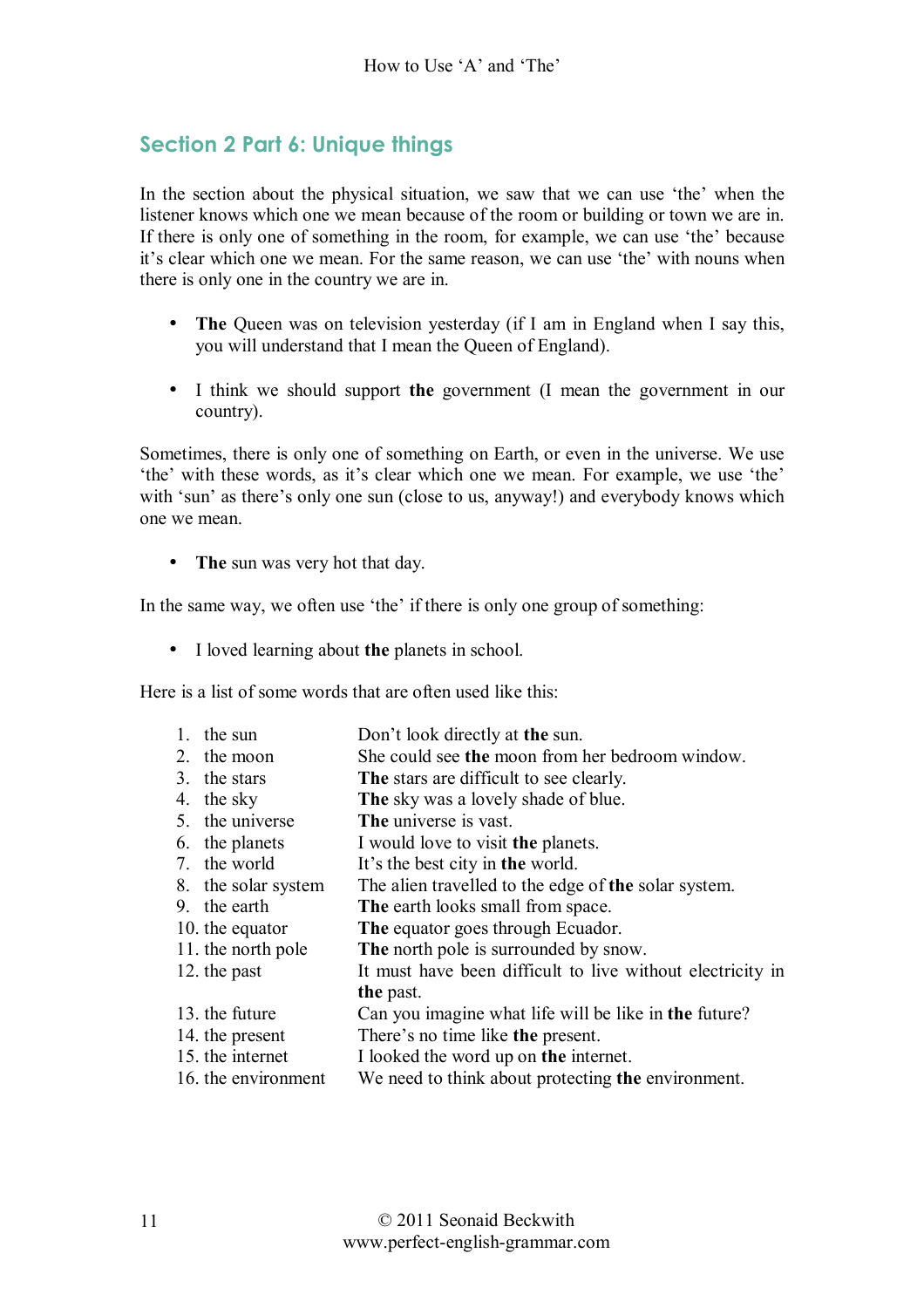## Section 2 Part 6: Unique things

In the section about the physical situation, we saw that we can use 'the' when the listener knows which one we mean because of the room or building or town we are in. If there is only one of something in the room, for example, we can use 'the' because it's clear which one we mean. For the same reason, we can use 'the' with nouns when there is only one in the country we are in.

- **The** Queen was on television yesterday (if I am in England when I say this, you will understand that I mean the Queen of England).
- I think we should support **the** government (I mean the government in our country).

Sometimes, there is only one of something on Earth, or even in the universe. We use 'the' with these words, as it's clear which one we mean. For example, we use 'the' with 'sun' as there's only one sun (close to us, anyway!) and everybody knows which one we mean.

- **The** sun was very hot that day.

In the same way, we often use 'the' if there is only one group of something:

- I loved learning about **the** planets in school.

Here is a list of some words that are often used like this:

| | |
|---|---|
| 1. the sun | Don't look directly at **the** sun. |
| 2. the moon | She could see **the** moon from her bedroom window. |
| 3. the stars | **The** stars are difficult to see clearly. |
| 4. the sky | **The** sky was a lovely shade of blue. |
| 5. the universe | **The** universe is vast. |
| 6. the planets | I would love to visit **the** planets. |
| 7. the world | It's the best city in **the** world. |
| 8. the solar system | The alien travelled to the edge of **the** solar system. |
| 9. the earth | **The** earth looks small from space. |
| 10. the equator | **The** equator goes through Ecuador. |
| 11. the north pole | **The** north pole is surrounded by snow. |
| 12. the past | It must have been difficult to live without electricity in **the** past. |
| 13. the future | Can you imagine what life will be like in **the** future? |
| 14. the present | There's no time like **the** present. |
| 15. the internet | I looked the word up on **the** internet. |
| 16. the environment | We need to think about protecting **the** environment. |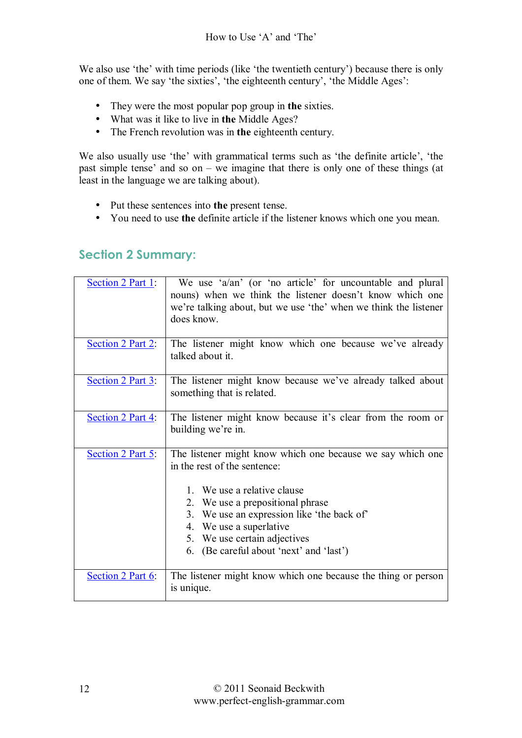We also use 'the' with time periods (like 'the twentieth century') because there is only one of them. We say 'the sixties', 'the eighteenth century', 'the Middle Ages':

- They were the most popular pop group in **the** sixties.
- What was it like to live in **the** Middle Ages?
- The French revolution was in **the** eighteenth century.

We also usually use 'the' with grammatical terms such as 'the definite article', 'the past simple tense' and so on – we imagine that there is only one of these things (at least in the language we are talking about).

- Put these sentences into **the** present tense.
- You need to use **the** definite article if the listener knows which one you mean.

## Section 2 Summary:

| | |
|---|---|
| Section 2 Part 1: | We use 'a/an' (or 'no article' for uncountable and plural nouns) when we think the listener doesn't know which one we're talking about, but we use 'the' when we think the listener does know. |
| Section 2 Part 2: | The listener might know which one because we've already talked about it. |
| Section 2 Part 3: | The listener might know because we've already talked about something that is related. |
| Section 2 Part 4: | The listener might know because it's clear from the room or building we're in. |
| Section 2 Part 5: | The listener might know which one because we say which one in the rest of the sentence:<br><br>1. We use a relative clause<br>2. We use a prepositional phrase<br>3. We use an expression like 'the back of'<br>4. We use a superlative<br>5. We use certain adjectives<br>6. (Be careful about 'next' and 'last') |
| Section 2 Part 6: | The listener might know which one because the thing or person is unique. |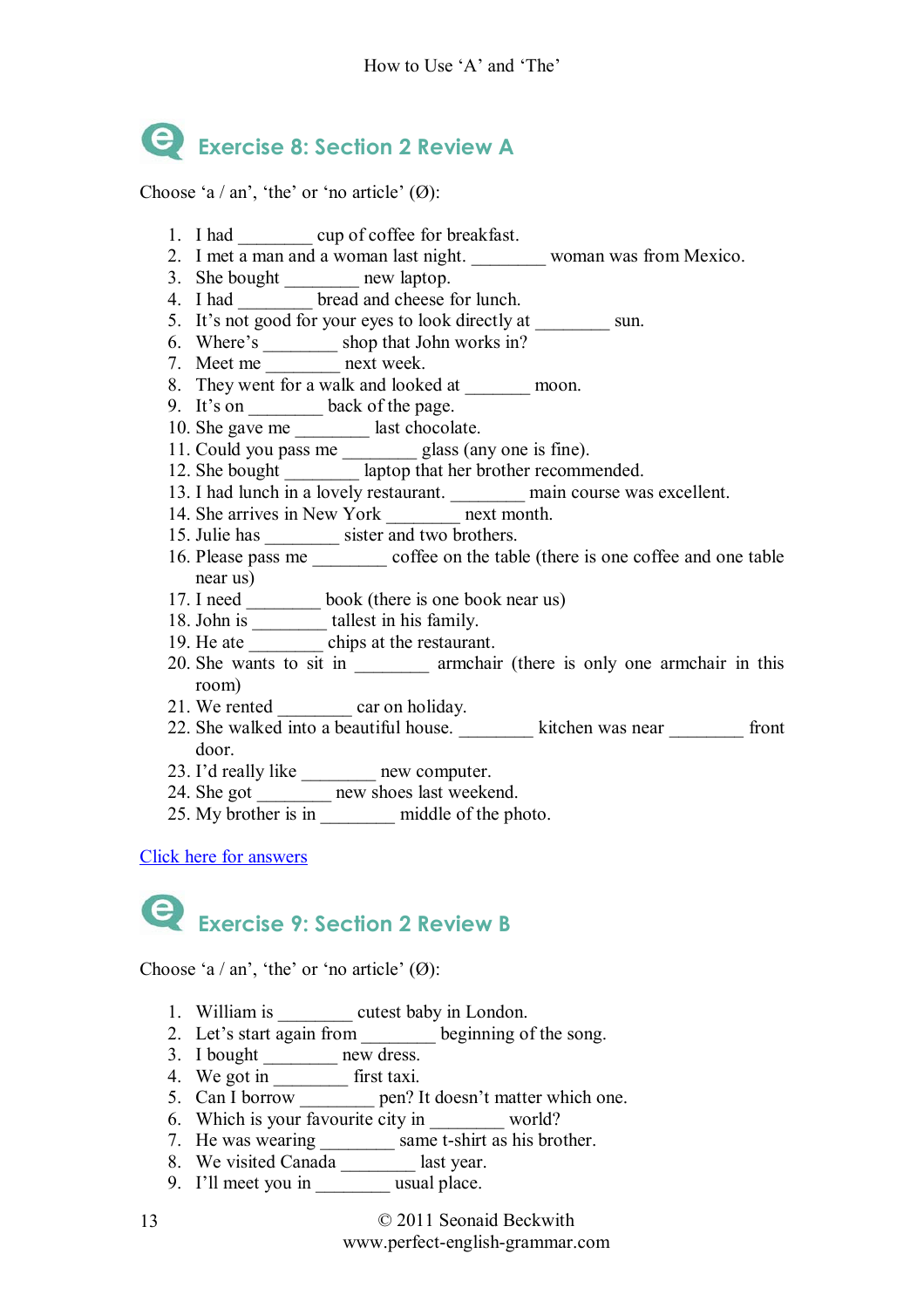## Exercise 8: Section 2 Review A

Choose ‘a / an’, ‘the’ or ‘no article’ (Ø):

1. I had ________ cup of coffee for breakfast.
2. I met a man and a woman last night. ________ woman was from Mexico.
3. She bought ________ new laptop.
4. I had ________ bread and cheese for lunch.
5. It’s not good for your eyes to look directly at ________ sun.
6. Where’s ________ shop that John works in?
7. Meet me ________ next week.
8. They went for a walk and looked at _______ moon.
9. It’s on ________ back of the page.
10. She gave me ________ last chocolate.
11. Could you pass me ________ glass (any one is fine).
12. She bought ________ laptop that her brother recommended.
13. I had lunch in a lovely restaurant. ________ main course was excellent.
14. She arrives in New York ________ next month.
15. Julie has ________ sister and two brothers.
16. Please pass me ________ coffee on the table (there is one coffee and one table near us)
17. I need ________ book (there is one book near us)
18. John is ________ tallest in his family.
19. He ate ________ chips at the restaurant.
20. She wants to sit in ________ armchair (there is only one armchair in this room)
21. We rented ________ car on holiday.
22. She walked into a beautiful house. ________ kitchen was near ________ front door.
23. I’d really like ________ new computer.
24. She got ________ new shoes last weekend.
25. My brother is in ________ middle of the photo.

Click here for answers

## Exercise 9: Section 2 Review B

Choose ‘a / an’, ‘the’ or ‘no article’ (Ø):

1. William is ________ cutest baby in London.
2. Let’s start again from ________ beginning of the song.
3. I bought ________ new dress.
4. We got in ________ first taxi.
5. Can I borrow ________ pen? It doesn’t matter which one.
6. Which is your favourite city in ________ world?
7. He was wearing ________ same t-shirt as his brother.
8. We visited Canada ________ last year.
9. I’ll meet you in ________ usual place.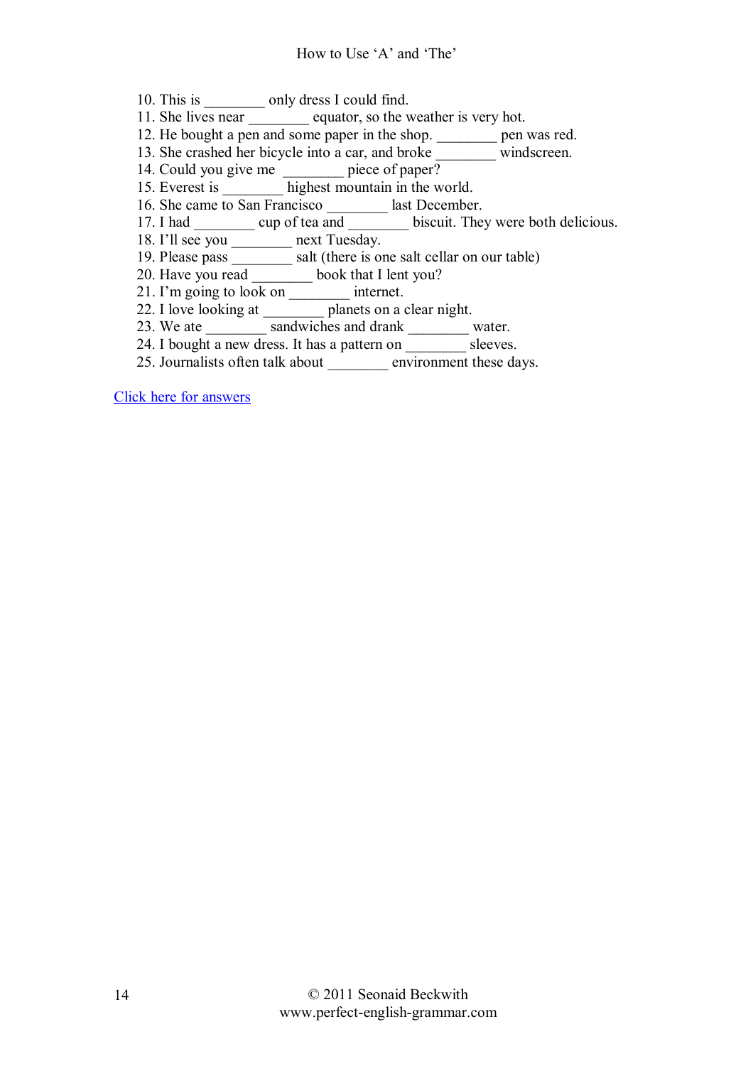10. This is ________ only dress I could find.
11. She lives near ________ equator, so the weather is very hot.
12. He bought a pen and some paper in the shop. ________ pen was red.
13. She crashed her bicycle into a car, and broke ________ windscreen.
14. Could you give me ________ piece of paper?
15. Everest is ________ highest mountain in the world.
16. She came to San Francisco ________ last December.
17. I had ________ cup of tea and ________ biscuit. They were both delicious.
18. I'll see you ________ next Tuesday.
19. Please pass ________ salt (there is one salt cellar on our table)
20. Have you read ________ book that I lent you?
21. I'm going to look on ________ internet.
22. I love looking at ________ planets on a clear night.
23. We ate ________ sandwiches and drank ________ water.
24. I bought a new dress. It has a pattern on ________ sleeves.
25. Journalists often talk about ________ environment these days.

Click here for answers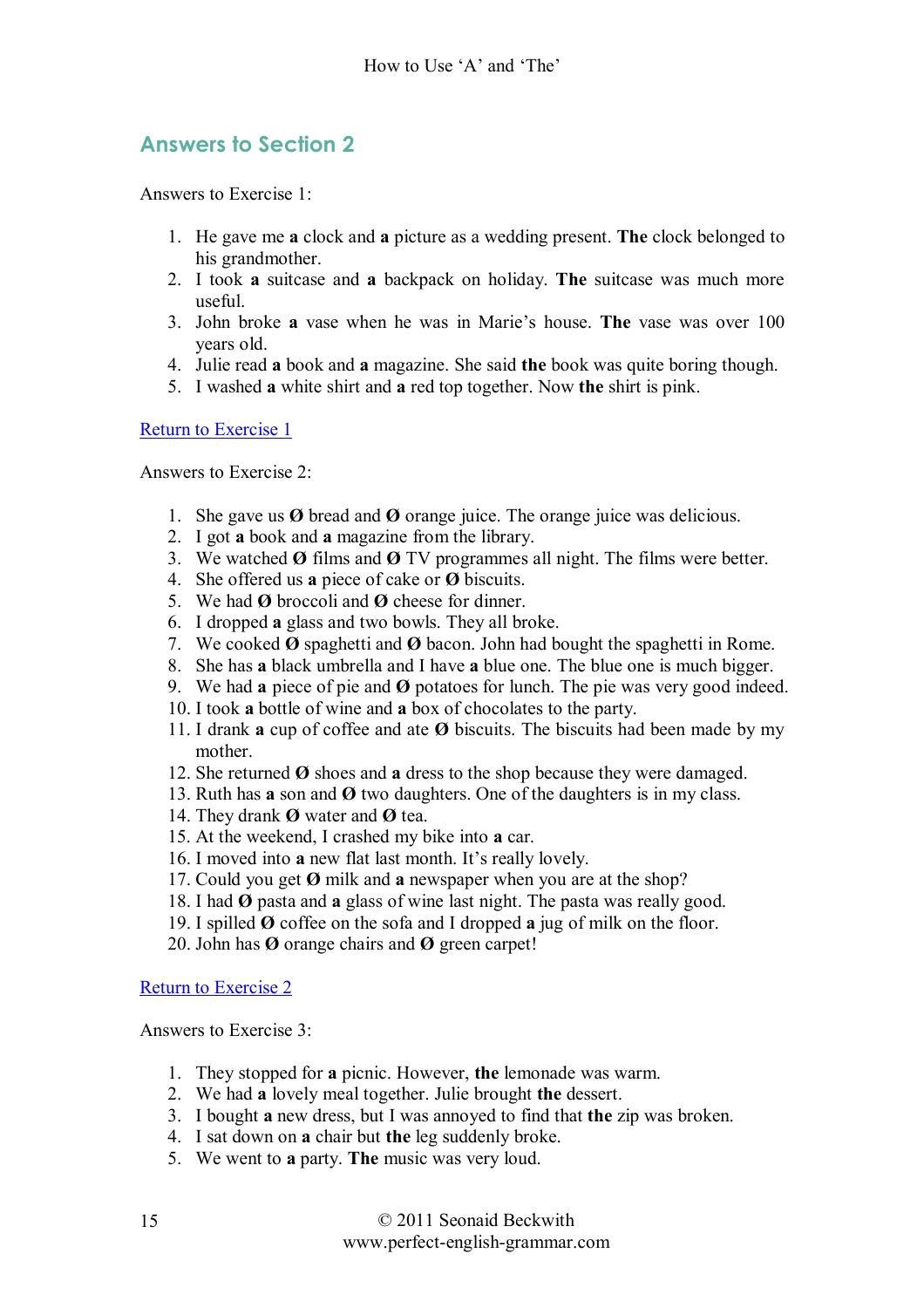## Answers to Section 2

Answers to Exercise 1:

1. He gave me **a** clock and **a** picture as a wedding present. **The** clock belonged to his grandmother.
2. I took **a** suitcase and **a** backpack on holiday. **The** suitcase was much more useful.
3. John broke **a** vase when he was in Marie's house. **The** vase was over 100 years old.
4. Julie read **a** book and **a** magazine. She said **the** book was quite boring though.
5. I washed **a** white shirt and **a** red top together. Now **the** shirt is pink.

[Return to Exercise 1]

Answers to Exercise 2:

1. She gave us **Ø** bread and **Ø** orange juice. The orange juice was delicious.
2. I got **a** book and **a** magazine from the library.
3. We watched **Ø** films and **Ø** TV programmes all night. The films were better.
4. She offered us **a** piece of cake or **Ø** biscuits.
5. We had **Ø** broccoli and **Ø** cheese for dinner.
6. I dropped **a** glass and two bowls. They all broke.
7. We cooked **Ø** spaghetti and **Ø** bacon. John had bought the spaghetti in Rome.
8. She has **a** black umbrella and I have **a** blue one. The blue one is much bigger.
9. We had **a** piece of pie and **Ø** potatoes for lunch. The pie was very good indeed.
10. I took **a** bottle of wine and **a** box of chocolates to the party.
11. I drank **a** cup of coffee and ate **Ø** biscuits. The biscuits had been made by my mother.
12. She returned **Ø** shoes and **a** dress to the shop because they were damaged.
13. Ruth has **a** son and **Ø** two daughters. One of the daughters is in my class.
14. They drank **Ø** water and **Ø** tea.
15. At the weekend, I crashed my bike into **a** car.
16. I moved into **a** new flat last month. It's really lovely.
17. Could you get **Ø** milk and **a** newspaper when you are at the shop?
18. I had **Ø** pasta and **a** glass of wine last night. The pasta was really good.
19. I spilled **Ø** coffee on the sofa and I dropped **a** jug of milk on the floor.
20. John has **Ø** orange chairs and **Ø** green carpet!

[Return to Exercise 2]

Answers to Exercise 3:

1. They stopped for **a** picnic. However, **the** lemonade was warm.
2. We had **a** lovely meal together. Julie brought **the** dessert.
3. I bought **a** new dress, but I was annoyed to find that **the** zip was broken.
4. I sat down on **a** chair but **the** leg suddenly broke.
5. We went to **a** party. **The** music was very loud.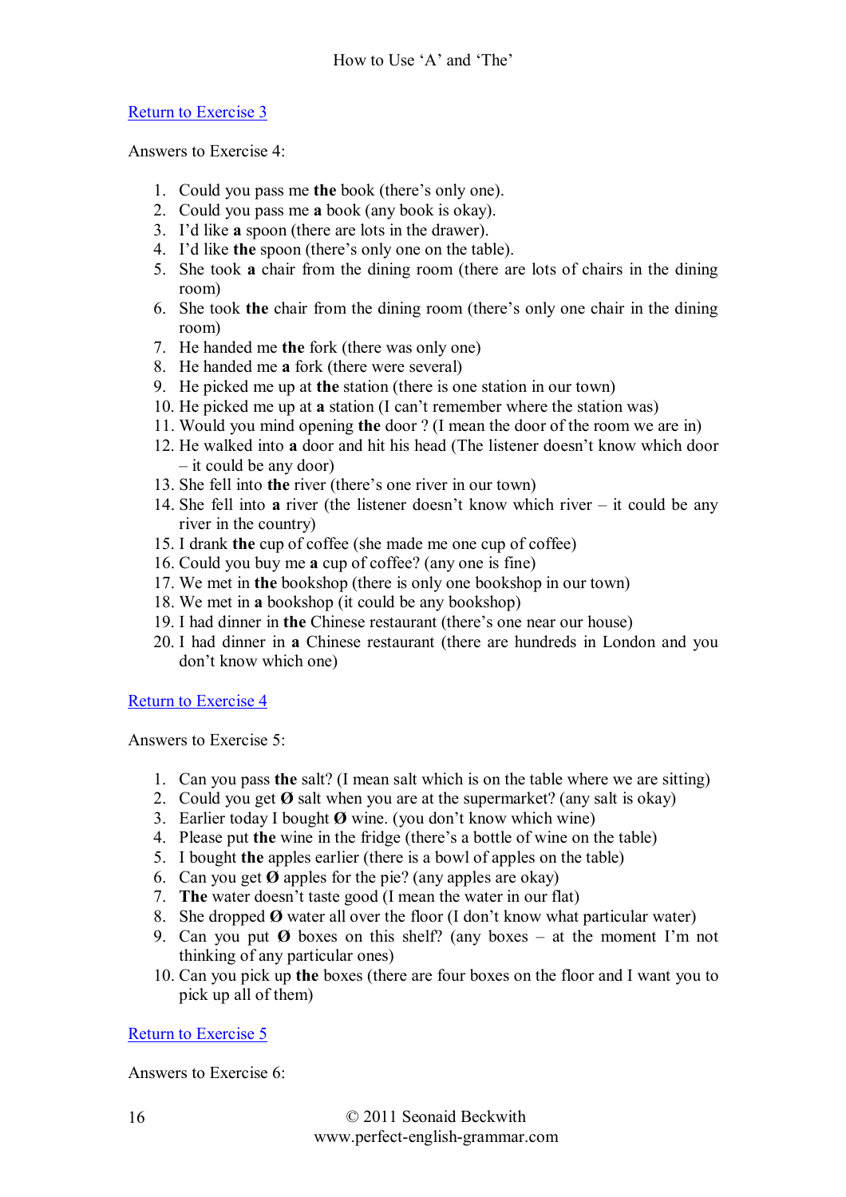Return to Exercise 3

Answers to Exercise 4:

1. Could you pass me **the** book (there's only one).
2. Could you pass me **a** book (any book is okay).
3. I'd like **a** spoon (there are lots in the drawer).
4. I'd like **the** spoon (there's only one on the table).
5. She took **a** chair from the dining room (there are lots of chairs in the dining room)
6. She took **the** chair from the dining room (there's only one chair in the dining room)
7. He handed me **the** fork (there was only one)
8. He handed me **a** fork (there were several)
9. He picked me up at **the** station (there is one station in our town)
10. He picked me up at **a** station (I can't remember where the station was)
11. Would you mind opening **the** door ? (I mean the door of the room we are in)
12. He walked into **a** door and hit his head (The listener doesn't know which door – it could be any door)
13. She fell into **the** river (there's one river in our town)
14. She fell into **a** river (the listener doesn't know which river – it could be any river in the country)
15. I drank **the** cup of coffee (she made me one cup of coffee)
16. Could you buy me **a** cup of coffee? (any one is fine)
17. We met in **the** bookshop (there is only one bookshop in our town)
18. We met in **a** bookshop (it could be any bookshop)
19. I had dinner in **the** Chinese restaurant (there's one near our house)
20. I had dinner in **a** Chinese restaurant (there are hundreds in London and you don't know which one)

Return to Exercise 4

Answers to Exercise 5:

1. Can you pass **the** salt? (I mean salt which is on the table where we are sitting)
2. Could you get **Ø** salt when you are at the supermarket? (any salt is okay)
3. Earlier today I bought **Ø** wine. (you don't know which wine)
4. Please put **the** wine in the fridge (there's a bottle of wine on the table)
5. I bought **the** apples earlier (there is a bowl of apples on the table)
6. Can you get **Ø** apples for the pie? (any apples are okay)
7. **The** water doesn't taste good (I mean the water in our flat)
8. She dropped **Ø** water all over the floor (I don't know what particular water)
9. Can you put **Ø** boxes on this shelf? (any boxes – at the moment I'm not thinking of any particular ones)
10. Can you pick up **the** boxes (there are four boxes on the floor and I want you to pick up all of them)

Return to Exercise 5

Answers to Exercise 6: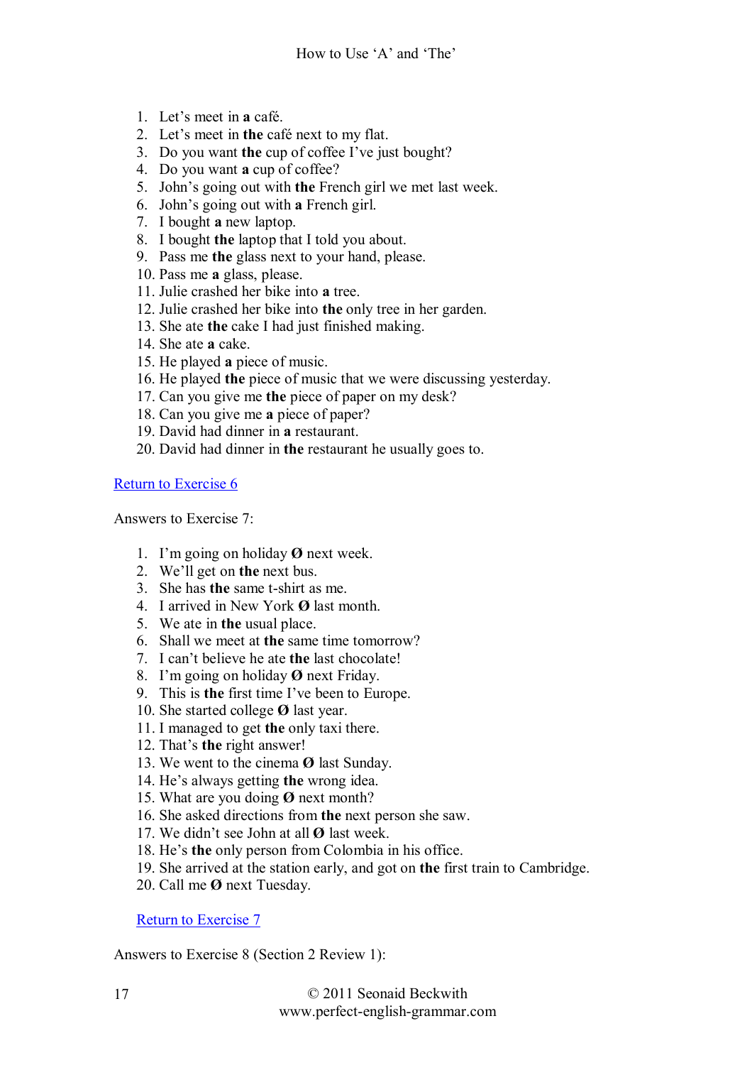1. Let's meet in **a** café.
2. Let's meet in **the** café next to my flat.
3. Do you want **the** cup of coffee I've just bought?
4. Do you want **a** cup of coffee?
5. John's going out with **the** French girl we met last week.
6. John's going out with **a** French girl.
7. I bought **a** new laptop.
8. I bought **the** laptop that I told you about.
9. Pass me **the** glass next to your hand, please.
10. Pass me **a** glass, please.
11. Julie crashed her bike into **a** tree.
12. Julie crashed her bike into **the** only tree in her garden.
13. She ate **the** cake I had just finished making.
14. She ate **a** cake.
15. He played **a** piece of music.
16. He played **the** piece of music that we were discussing yesterday.
17. Can you give me **the** piece of paper on my desk?
18. Can you give me **a** piece of paper?
19. David had dinner in **a** restaurant.
20. David had dinner in **the** restaurant he usually goes to.

[Return to Exercise 6]

Answers to Exercise 7:

1. I'm going on holiday **Ø** next week.
2. We'll get on **the** next bus.
3. She has **the** same t-shirt as me.
4. I arrived in New York **Ø** last month.
5. We ate in **the** usual place.
6. Shall we meet at **the** same time tomorrow?
7. I can't believe he ate **the** last chocolate!
8. I'm going on holiday **Ø** next Friday.
9. This is **the** first time I've been to Europe.
10. She started college **Ø** last year.
11. I managed to get **the** only taxi there.
12. That's **the** right answer!
13. We went to the cinema **Ø** last Sunday.
14. He's always getting **the** wrong idea.
15. What are you doing **Ø** next month?
16. She asked directions from **the** next person she saw.
17. We didn't see John at all **Ø** last week.
18. He's **the** only person from Colombia in his office.
19. She arrived at the station early, and got on **the** first train to Cambridge.
20. Call me **Ø** next Tuesday.

[Return to Exercise 7]

Answers to Exercise 8 (Section 2 Review 1):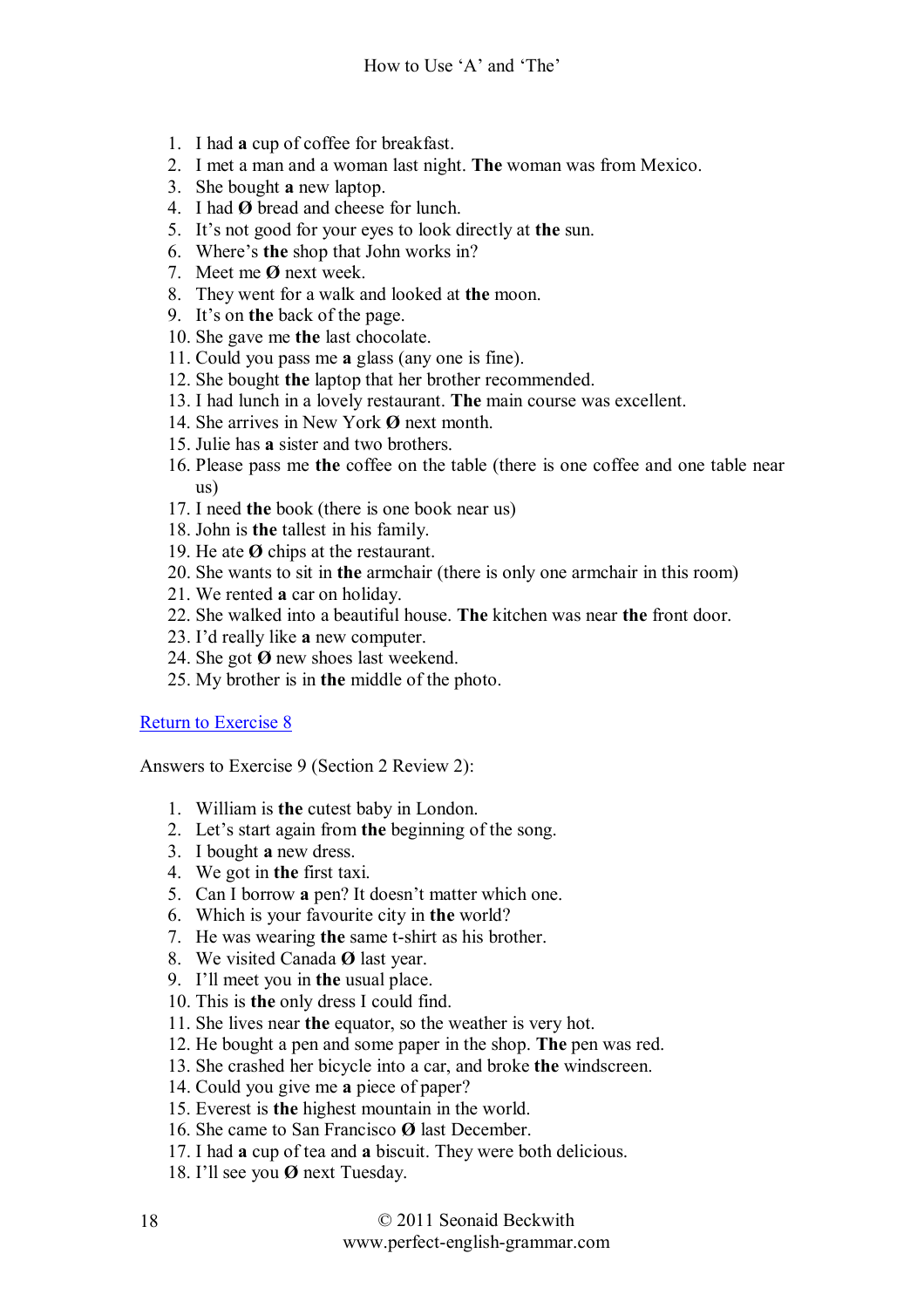1. I had **a** cup of coffee for breakfast.
2. I met a man and a woman last night. **The** woman was from Mexico.
3. She bought **a** new laptop.
4. I had **Ø** bread and cheese for lunch.
5. It's not good for your eyes to look directly at **the** sun.
6. Where's **the** shop that John works in?
7. Meet me **Ø** next week.
8. They went for a walk and looked at **the** moon.
9. It's on **the** back of the page.
10. She gave me **the** last chocolate.
11. Could you pass me **a** glass (any one is fine).
12. She bought **the** laptop that her brother recommended.
13. I had lunch in a lovely restaurant. **The** main course was excellent.
14. She arrives in New York **Ø** next month.
15. Julie has **a** sister and two brothers.
16. Please pass me **the** coffee on the table (there is one coffee and one table near us)
17. I need **the** book (there is one book near us)
18. John is **the** tallest in his family.
19. He ate **Ø** chips at the restaurant.
20. She wants to sit in **the** armchair (there is only one armchair in this room)
21. We rented **a** car on holiday.
22. She walked into a beautiful house. **The** kitchen was near **the** front door.
23. I'd really like **a** new computer.
24. She got **Ø** new shoes last weekend.
25. My brother is in **the** middle of the photo.

[Return to Exercise 8]

Answers to Exercise 9 (Section 2 Review 2):

1. William is **the** cutest baby in London.
2. Let's start again from **the** beginning of the song.
3. I bought **a** new dress.
4. We got in **the** first taxi.
5. Can I borrow **a** pen? It doesn't matter which one.
6. Which is your favourite city in **the** world?
7. He was wearing **the** same t-shirt as his brother.
8. We visited Canada **Ø** last year.
9. I'll meet you in **the** usual place.
10. This is **the** only dress I could find.
11. She lives near **the** equator, so the weather is very hot.
12. He bought a pen and some paper in the shop. **The** pen was red.
13. She crashed her bicycle into a car, and broke **the** windscreen.
14. Could you give me **a** piece of paper?
15. Everest is **the** highest mountain in the world.
16. She came to San Francisco **Ø** last December.
17. I had **a** cup of tea and **a** biscuit. They were both delicious.
18. I'll see you **Ø** next Tuesday.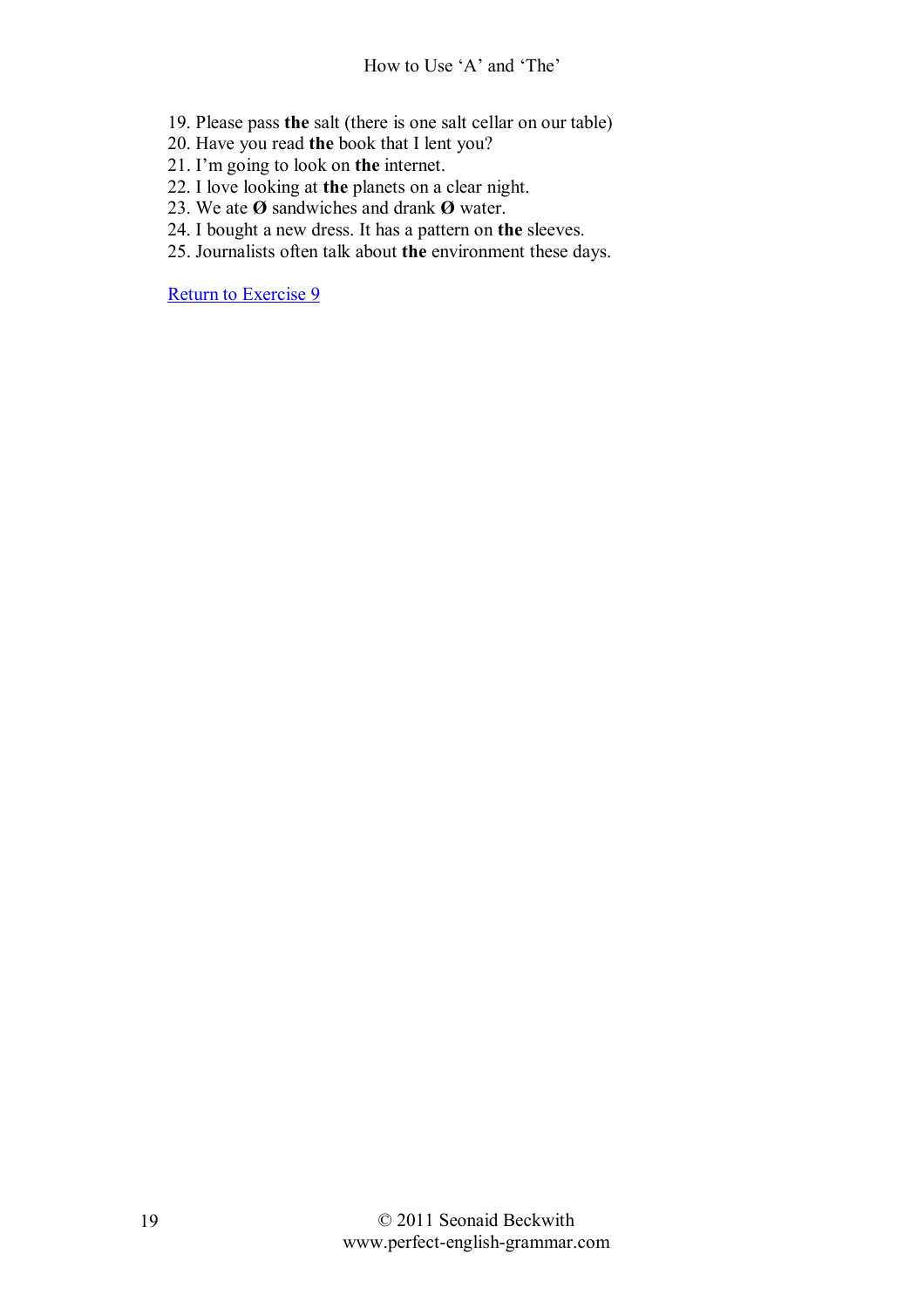19. Please pass **the** salt (there is one salt cellar on our table)
20. Have you read **the** book that I lent you?
21. I'm going to look on **the** internet.
22. I love looking at **the** planets on a clear night.
23. We ate **Ø** sandwiches and drank **Ø** water.
24. I bought a new dress. It has a pattern on **the** sleeves.
25. Journalists often talk about **the** environment these days.

Return to Exercise 9